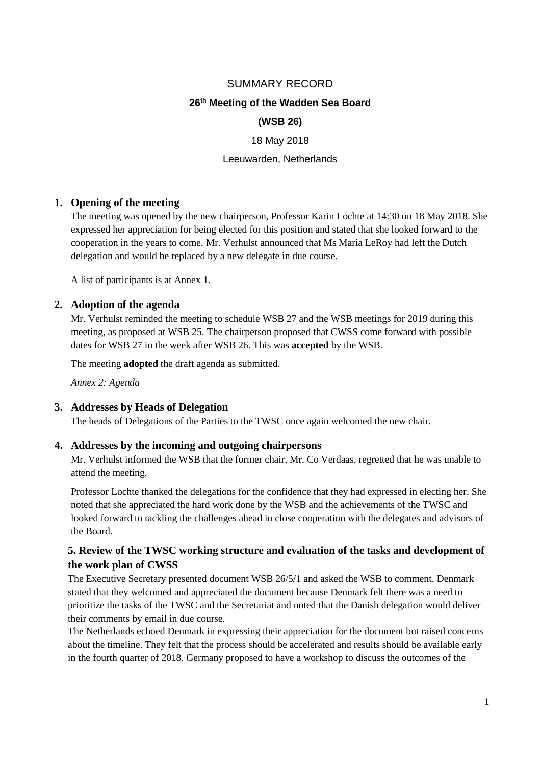# SUMMARY RECORD

## 26th Meeting of the Wadden Sea Board

## (WSB 26)

18 May 2018

Leeuwarden, Netherlands

### 1. Opening of the meeting

The meeting was opened by the new chairperson, Professor Karin Lochte at 14:30 on 18 May 2018. She expressed her appreciation for being elected for this position and stated that she looked forward to the cooperation in the years to come. Mr. Verhulst announced that Ms Maria LeRoy had left the Dutch delegation and would be replaced by a new delegate in due course.

A list of participants is at Annex 1.

### 2. Adoption of the agenda

Mr. Verhulst reminded the meeting to schedule WSB 27 and the WSB meetings for 2019 during this meeting, as proposed at WSB 25. The chairperson proposed that CWSS come forward with possible dates for WSB 27 in the week after WSB 26. This was **accepted** by the WSB.

The meeting **adopted** the draft agenda as submitted.

*Annex 2: Agenda*

### 3. Addresses by Heads of Delegation

The heads of Delegations of the Parties to the TWSC once again welcomed the new chair.

### 4. Addresses by the incoming and outgoing chairpersons

Mr. Verhulst informed the WSB that the former chair, Mr. Co Verdaas, regretted that he was unable to attend the meeting.

Professor Lochte thanked the delegations for the confidence that they had expressed in electing her. She noted that she appreciated the hard work done by the WSB and the achievements of the TWSC and looked forward to tackling the challenges ahead in close cooperation with the delegates and advisors of the Board.

### 5. Review of the TWSC working structure and evaluation of the tasks and development of the work plan of CWSS

The Executive Secretary presented document WSB 26/5/1 and asked the WSB to comment. Denmark stated that they welcomed and appreciated the document because Denmark felt there was a need to prioritize the tasks of the TWSC and the Secretariat and noted that the Danish delegation would deliver their comments by email in due course.

The Netherlands echoed Denmark in expressing their appreciation for the document but raised concerns about the timeline. They felt that the process should be accelerated and results should be available early in the fourth quarter of 2018. Germany proposed to have a workshop to discuss the outcomes of the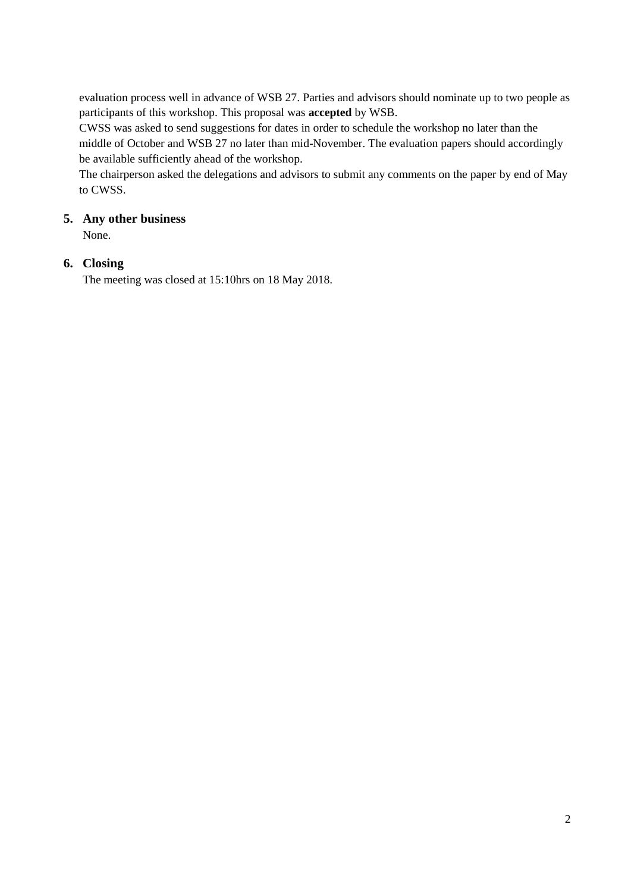evaluation process well in advance of WSB 27. Parties and advisors should nominate up to two people as participants of this workshop. This proposal was **accepted** by WSB.

CWSS was asked to send suggestions for dates in order to schedule the workshop no later than the middle of October and WSB 27 no later than mid-November. The evaluation papers should accordingly be available sufficiently ahead of the workshop.

The chairperson asked the delegations and advisors to submit any comments on the paper by end of May to CWSS.

## 5. Any other business

None.

## 6. Closing

The meeting was closed at 15:10hrs on 18 May 2018.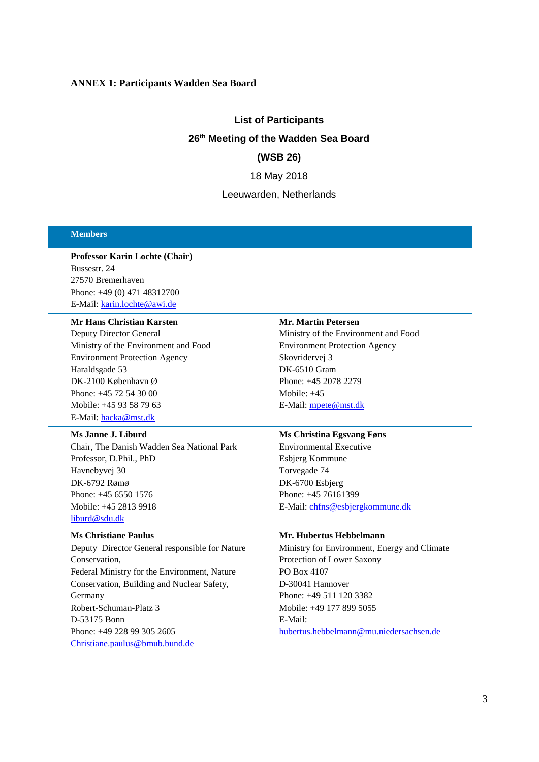**ANNEX 1: Participants Wadden Sea Board**

## List of Participants

## 26th Meeting of the Wadden Sea Board

## (WSB 26)

18 May 2018

Leeuwarden, Netherlands

| **Members** | |
|---|---|
| **Professor Karin Lochte (Chair)**<br>Bussestr. 24<br>27570 Bremerhaven<br>Phone: +49 (0) 471 48312700<br>E-Mail: karin.lochte@awi.de | |
| **Mr Hans Christian Karsten**<br>Deputy Director General<br>Ministry of the Environment and Food<br>Environment Protection Agency<br>Haraldsgade 53<br>DK-2100 København Ø<br>Phone: +45 72 54 30 00<br>Mobile: +45 93 58 79 63<br>E-Mail: hacka@mst.dk | **Mr. Martin Petersen**<br>Ministry of the Environment and Food<br>Environment Protection Agency<br>Skovridervej 3<br>DK-6510 Gram<br>Phone: +45 2078 2279<br>Mobile: +45<br>E-Mail: mpete@mst.dk |
| **Ms Janne J. Liburd**<br>Chair, The Danish Wadden Sea National Park<br>Professor, D.Phil., PhD<br>Havnebyvej 30<br>DK-6792 Rømø<br>Phone: +45 6550 1576<br>Mobile: +45 2813 9918<br>liburd@sdu.dk | **Ms Christina Egsvang Føns**<br>Environmental Executive<br>Esbjerg Kommune<br>Torvegade 74<br>DK-6700 Esbjerg<br>Phone: +45 76161399<br>E-Mail: chfns@esbjergkommune.dk |
| **Ms Christiane Paulus**<br>Deputy Director General responsible for Nature Conservation,<br>Federal Ministry for the Environment, Nature Conservation, Building and Nuclear Safety, Germany<br>Robert-Schuman-Platz 3<br>D-53175 Bonn<br>Phone: +49 228 99 305 2605<br>Christiane.paulus@bmub.bund.de | **Mr. Hubertus Hebbelmann**<br>Ministry for Environment, Energy and Climate Protection of Lower Saxony<br>PO Box 4107<br>D-30041 Hannover<br>Phone: +49 511 120 3382<br>Mobile: +49 177 899 5055<br>E-Mail:<br>hubertus.hebbelmann@mu.niedersachsen.de |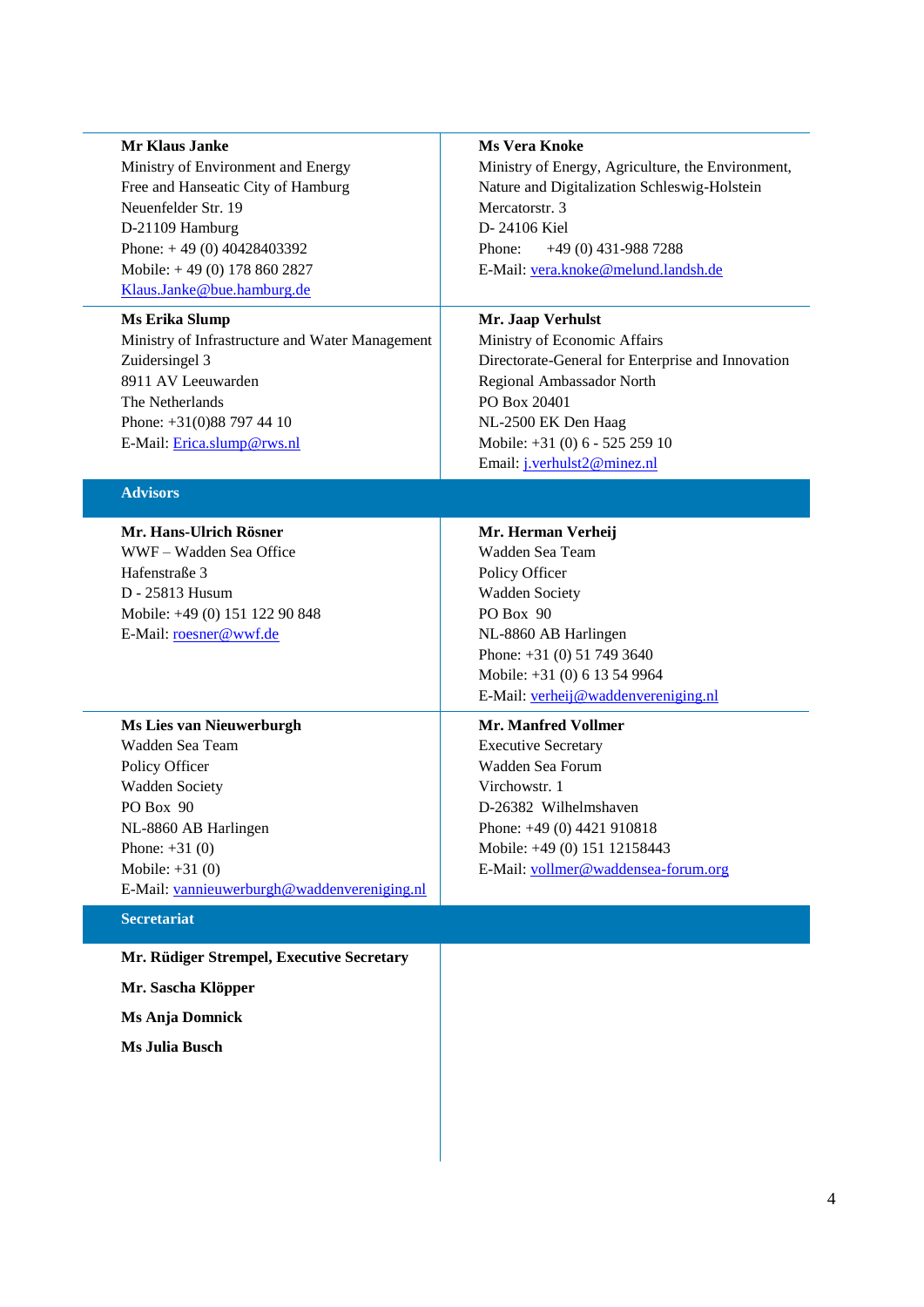| | |
|---|---|
| **Mr Klaus Janke**<br>Ministry of Environment and Energy<br>Free and Hanseatic City of Hamburg<br>Neuenfelder Str. 19<br>D-21109 Hamburg<br>Phone: + 49 (0) 40428403392<br>Mobile: + 49 (0) 178 860 2827<br>Klaus.Janke@bue.hamburg.de | **Ms Vera Knoke**<br>Ministry of Energy, Agriculture, the Environment, Nature and Digitalization Schleswig-Holstein<br>Mercatorstr. 3<br>D- 24106 Kiel<br>Phone: +49 (0) 431-988 7288<br>E-Mail: vera.knoke@melund.landsh.de |
| **Ms Erika Slump**<br>Ministry of Infrastructure and Water Management<br>Zuidersingel 3<br>8911 AV Leeuwarden<br>The Netherlands<br>Phone: +31(0)88 797 44 10<br>E-Mail: Erica.slump@rws.nl | **Mr. Jaap Verhulst**<br>Ministry of Economic Affairs<br>Directorate-General for Enterprise and Innovation<br>Regional Ambassador North<br>PO Box 20401<br>NL-2500 EK Den Haag<br>Mobile: +31 (0) 6 - 525 259 10<br>Email: j.verhulst2@minez.nl |

## Advisors

| | |
|---|---|
| **Mr. Hans-Ulrich Rösner**<br>WWF – Wadden Sea Office<br>Hafenstraße 3<br>D - 25813 Husum<br>Mobile: +49 (0) 151 122 90 848<br>E-Mail: roesner@wwf.de | **Mr. Herman Verheij**<br>Wadden Sea Team<br>Policy Officer<br>Wadden Society<br>PO Box 90<br>NL-8860 AB Harlingen<br>Phone: +31 (0) 51 749 3640<br>Mobile: +31 (0) 6 13 54 9964<br>E-Mail: verheij@waddenvereniging.nl |
| **Ms Lies van Nieuwerburgh**<br>Wadden Sea Team<br>Policy Officer<br>Wadden Society<br>PO Box 90<br>NL-8860 AB Harlingen<br>Phone: +31 (0)<br>Mobile: +31 (0)<br>E-Mail: vannieuwerburgh@waddenvereniging.nl | **Mr. Manfred Vollmer**<br>Executive Secretary<br>Wadden Sea Forum<br>Virchowstr. 1<br>D-26382 Wilhelmshaven<br>Phone: +49 (0) 4421 910818<br>Mobile: +49 (0) 151 12158443<br>E-Mail: vollmer@waddensea-forum.org |

## Secretariat

**Mr. Rüdiger Strempel, Executive Secretary**

**Mr. Sascha Klöpper**

**Ms Anja Domnick**

**Ms Julia Busch**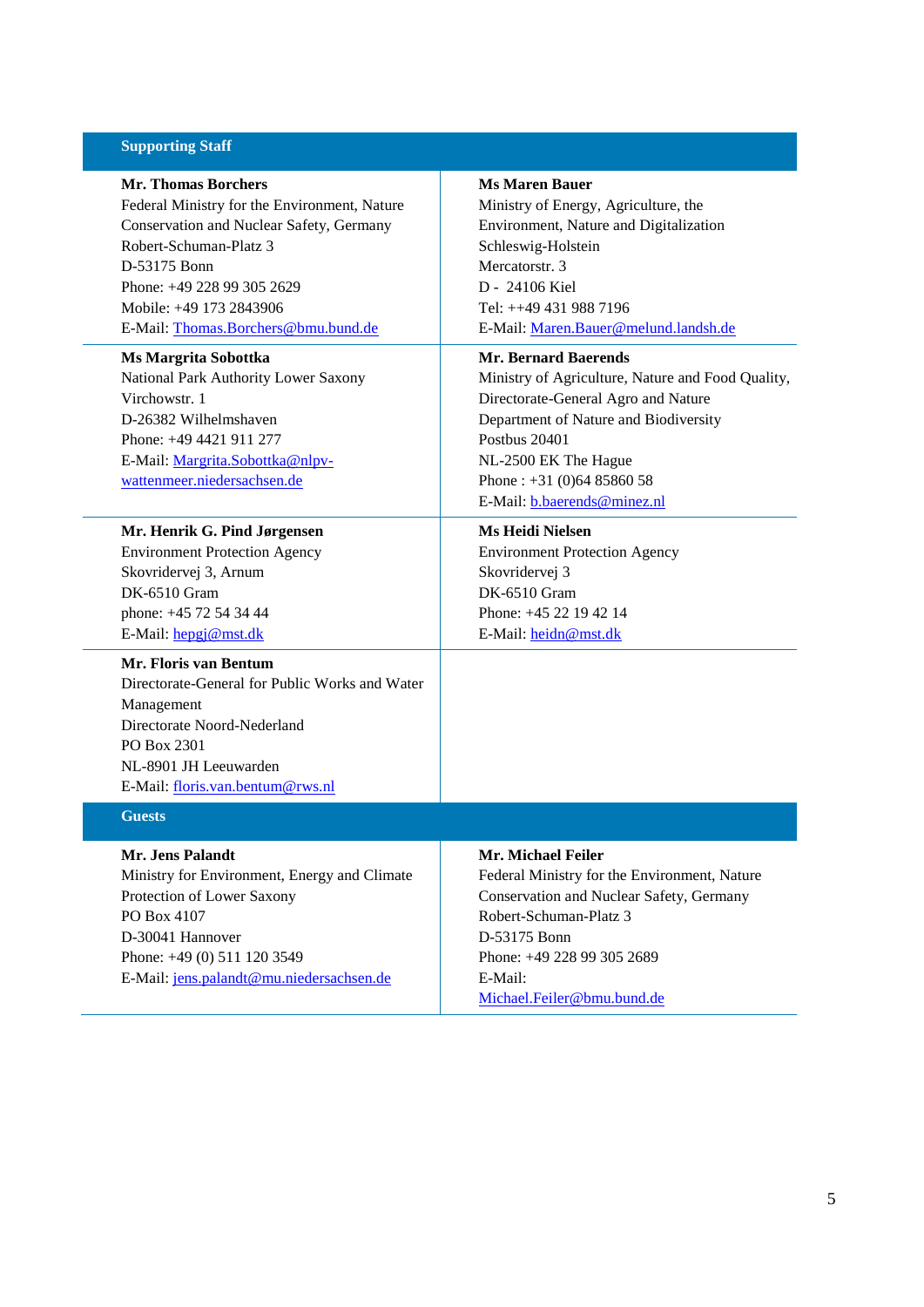## Supporting Staff

| | |
|---|---|
| **Mr. Thomas Borchers**<br>Federal Ministry for the Environment, Nature Conservation and Nuclear Safety, Germany<br>Robert-Schuman-Platz 3<br>D-53175 Bonn<br>Phone: +49 228 99 305 2629<br>Mobile: +49 173 2843906<br>E-Mail: Thomas.Borchers@bmu.bund.de | **Ms Maren Bauer**<br>Ministry of Energy, Agriculture, the Environment, Nature and Digitalization<br>Schleswig-Holstein<br>Mercatorstr. 3<br>D - 24106 Kiel<br>Tel: ++49 431 988 7196<br>E-Mail: Maren.Bauer@melund.landsh.de |
| **Ms Margrita Sobottka**<br>National Park Authority Lower Saxony<br>Virchowstr. 1<br>D-26382 Wilhelmshaven<br>Phone: +49 4421 911 277<br>E-Mail: Margrita.Sobottka@nlpv-wattenmeer.niedersachsen.de | **Mr. Bernard Baerends**<br>Ministry of Agriculture, Nature and Food Quality,<br>Directorate-General Agro and Nature<br>Department of Nature and Biodiversity<br>Postbus 20401<br>NL-2500 EK The Hague<br>Phone : +31 (0)64 85860 58<br>E-Mail: b.baerends@minez.nl |
| **Mr. Henrik G. Pind Jørgensen**<br>Environment Protection Agency<br>Skovridervej 3, Arnum<br>DK-6510 Gram<br>phone: +45 72 54 34 44<br>E-Mail: hepgj@mst.dk | **Ms Heidi Nielsen**<br>Environment Protection Agency<br>Skovridervej 3<br>DK-6510 Gram<br>Phone: +45 22 19 42 14<br>E-Mail: heidn@mst.dk |
| **Mr. Floris van Bentum**<br>Directorate-General for Public Works and Water Management<br>Directorate Noord-Nederland<br>PO Box 2301<br>NL-8901 JH Leeuwarden<br>E-Mail: floris.van.bentum@rws.nl | |

## Guests

| | |
|---|---|
| **Mr. Jens Palandt**<br>Ministry for Environment, Energy and Climate Protection of Lower Saxony<br>PO Box 4107<br>D-30041 Hannover<br>Phone: +49 (0) 511 120 3549<br>E-Mail: jens.palandt@mu.niedersachsen.de | **Mr. Michael Feiler**<br>Federal Ministry for the Environment, Nature Conservation and Nuclear Safety, Germany<br>Robert-Schuman-Platz 3<br>D-53175 Bonn<br>Phone: +49 228 99 305 2689<br>E-Mail:<br>Michael.Feiler@bmu.bund.de |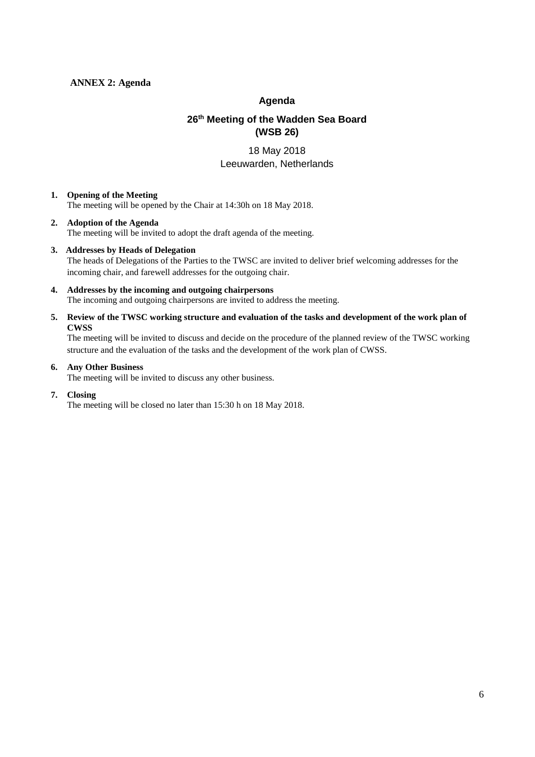**ANNEX 2: Agenda**

## Agenda

## 26th Meeting of the Wadden Sea Board (WSB 26)

18 May 2018
Leeuwarden, Netherlands

1. **Opening of the Meeting**
   The meeting will be opened by the Chair at 14:30h on 18 May 2018.

2. **Adoption of the Agenda**
   The meeting will be invited to adopt the draft agenda of the meeting.

3. **Addresses by Heads of Delegation**
   The heads of Delegations of the Parties to the TWSC are invited to deliver brief welcoming addresses for the incoming chair, and farewell addresses for the outgoing chair.

4. **Addresses by the incoming and outgoing chairpersons**
   The incoming and outgoing chairpersons are invited to address the meeting.

5. **Review of the TWSC working structure and evaluation of the tasks and development of the work plan of CWSS**
   The meeting will be invited to discuss and decide on the procedure of the planned review of the TWSC working structure and the evaluation of the tasks and the development of the work plan of CWSS.

6. **Any Other Business**
   The meeting will be invited to discuss any other business.

7. **Closing**
   The meeting will be closed no later than 15:30 h on 18 May 2018.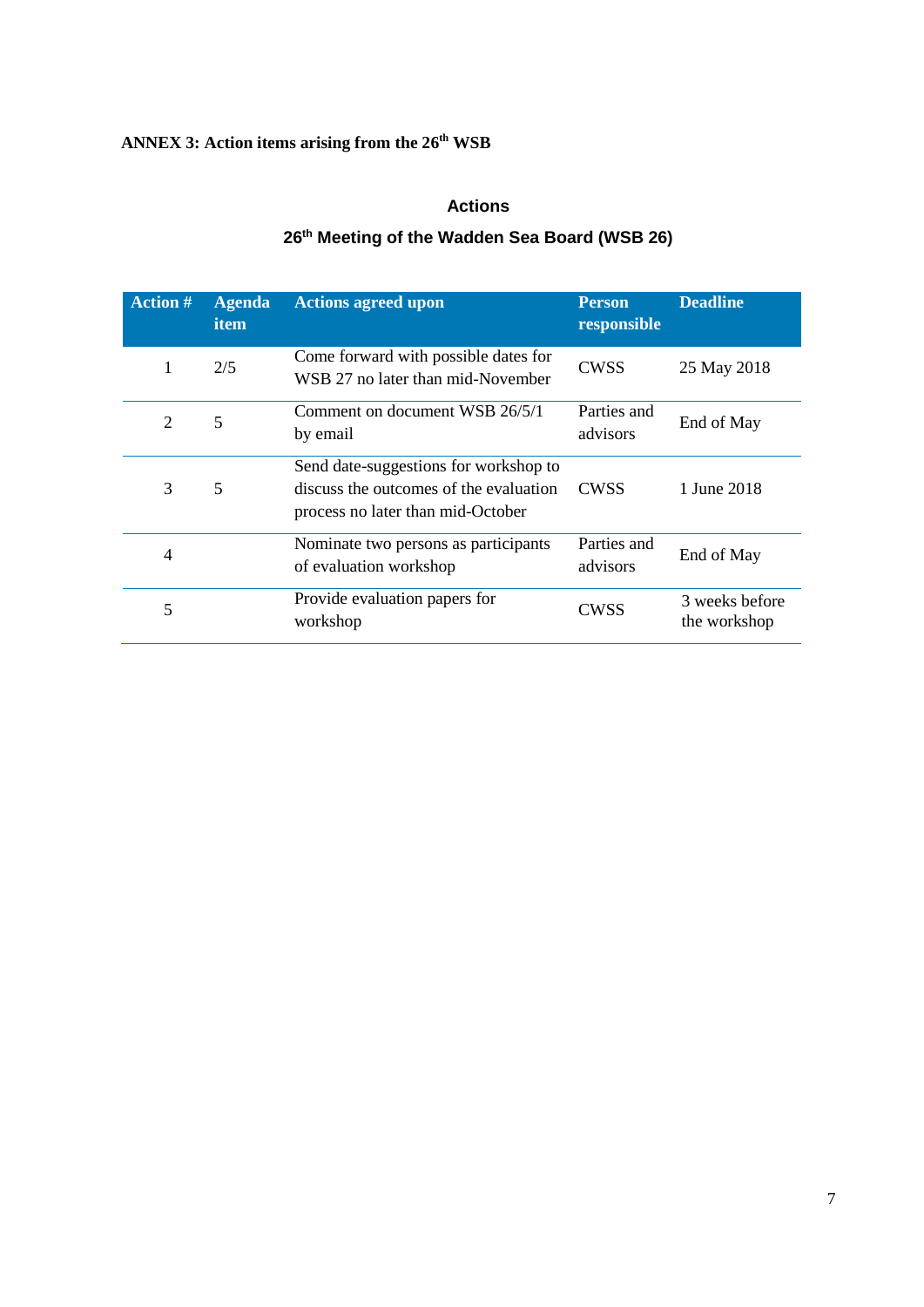**ANNEX 3: Action items arising from the 26th WSB**

### Actions

### 26th Meeting of the Wadden Sea Board (WSB 26)

| Action # | Agenda item | Actions agreed upon | Person responsible | Deadline |
|---|---|---|---|---|
| 1 | 2/5 | Come forward with possible dates for WSB 27 no later than mid-November | CWSS | 25 May 2018 |
| 2 | 5 | Comment on document WSB 26/5/1 by email | Parties and advisors | End of May |
| 3 | 5 | Send date-suggestions for workshop to discuss the outcomes of the evaluation process no later than mid-October | CWSS | 1 June 2018 |
| 4 | | Nominate two persons as participants of evaluation workshop | Parties and advisors | End of May |
| 5 | | Provide evaluation papers for workshop | CWSS | 3 weeks before the workshop |